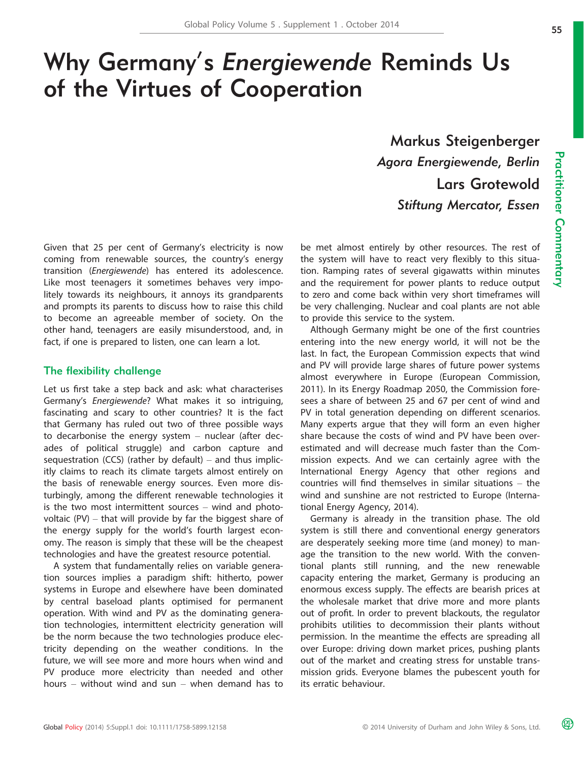# Why Germany's *Energiewende* Reminds Us of the Virtues of Cooperation

**Markus Steigenberger**
*Agora Energiewende, Berlin*

**Lars Grotewold**
*Stiftung Mercator, Essen*

Given that 25 per cent of Germany's electricity is now coming from renewable sources, the country's energy transition (*Energiewende*) has entered its adolescence. Like most teenagers it sometimes behaves very impolitely towards its neighbours, it annoys its grandparents and prompts its parents to discuss how to raise this child to become an agreeable member of society. On the other hand, teenagers are easily misunderstood, and, in fact, if one is prepared to listen, one can learn a lot.

## The flexibility challenge

Let us first take a step back and ask: what characterises Germany's *Energiewende*? What makes it so intriguing, fascinating and scary to other countries? It is the fact that Germany has ruled out two of three possible ways to decarbonise the energy system – nuclear (after decades of political struggle) and carbon capture and sequestration (CCS) (rather by default) – and thus implicitly claims to reach its climate targets almost entirely on the basis of renewable energy sources. Even more disturbingly, among the different renewable technologies it is the two most intermittent sources – wind and photovoltaic (PV) – that will provide by far the biggest share of the energy supply for the world's fourth largest economy. The reason is simply that these will be the cheapest technologies and have the greatest resource potential.

A system that fundamentally relies on variable generation sources implies a paradigm shift: hitherto, power systems in Europe and elsewhere have been dominated by central baseload plants optimised for permanent operation. With wind and PV as the dominating generation technologies, intermittent electricity generation will be the norm because the two technologies produce electricity depending on the weather conditions. In the future, we will see more and more hours when wind and PV produce more electricity than needed and other hours – without wind and sun – when demand has to be met almost entirely by other resources. The rest of the system will have to react very flexibly to this situation. Ramping rates of several gigawatts within minutes and the requirement for power plants to reduce output to zero and come back within very short timeframes will be very challenging. Nuclear and coal plants are not able to provide this service to the system.

Although Germany might be one of the first countries entering into the new energy world, it will not be the last. In fact, the European Commission expects that wind and PV will provide large shares of future power systems almost everywhere in Europe (European Commission, 2011). In its Energy Roadmap 2050, the Commission foresees a share of between 25 and 67 per cent of wind and PV in total generation depending on different scenarios. Many experts argue that they will form an even higher share because the costs of wind and PV have been overestimated and will decrease much faster than the Commission expects. And we can certainly agree with the International Energy Agency that other regions and countries will find themselves in similar situations – the wind and sunshine are not restricted to Europe (International Energy Agency, 2014).

Germany is already in the transition phase. The old system is still there and conventional energy generators are desperately seeking more time (and money) to manage the transition to the new world. With the conventional plants still running, and the new renewable capacity entering the market, Germany is producing an enormous excess supply. The effects are bearish prices at the wholesale market that drive more and more plants out of profit. In order to prevent blackouts, the regulator prohibits utilities to decommission their plants without permission. In the meantime the effects are spreading all over Europe: driving down market prices, pushing plants out of the market and creating stress for unstable transmission grids. Everyone blames the pubescent youth for its erratic behaviour.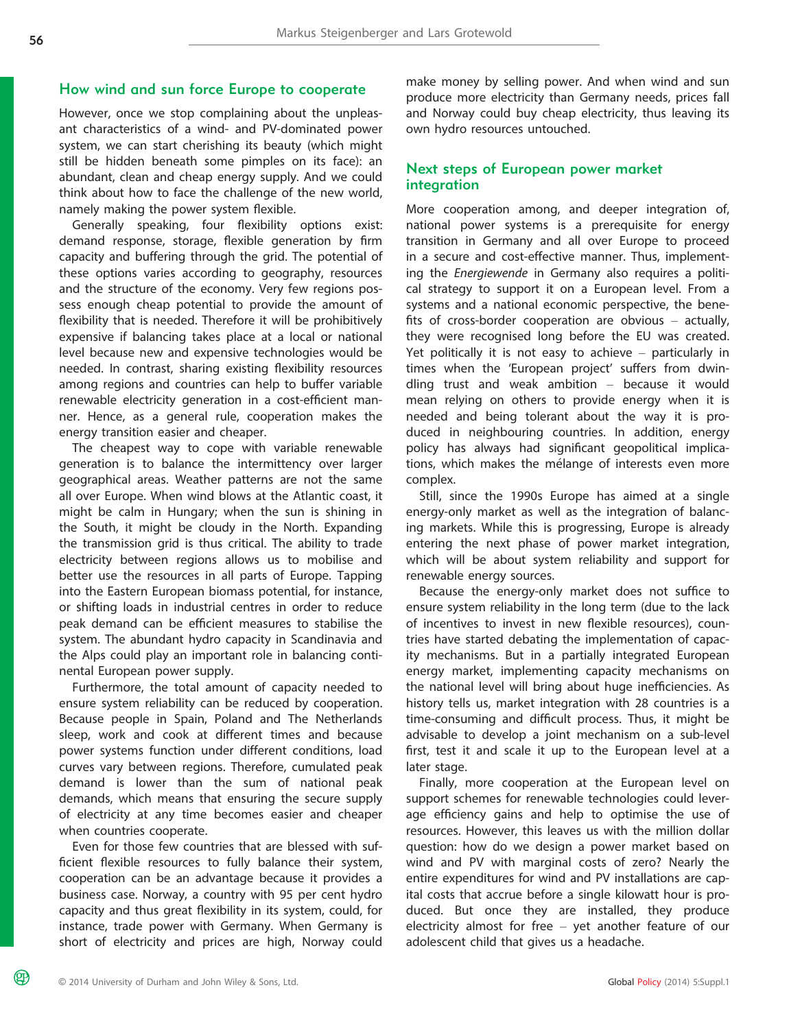## How wind and sun force Europe to cooperate

However, once we stop complaining about the unpleasant characteristics of a wind- and PV-dominated power system, we can start cherishing its beauty (which might still be hidden beneath some pimples on its face): an abundant, clean and cheap energy supply. And we could think about how to face the challenge of the new world, namely making the power system flexible.

Generally speaking, four flexibility options exist: demand response, storage, flexible generation by firm capacity and buffering through the grid. The potential of these options varies according to geography, resources and the structure of the economy. Very few regions possess enough cheap potential to provide the amount of flexibility that is needed. Therefore it will be prohibitively expensive if balancing takes place at a local or national level because new and expensive technologies would be needed. In contrast, sharing existing flexibility resources among regions and countries can help to buffer variable renewable electricity generation in a cost-efficient manner. Hence, as a general rule, cooperation makes the energy transition easier and cheaper.

The cheapest way to cope with variable renewable generation is to balance the intermittency over larger geographical areas. Weather patterns are not the same all over Europe. When wind blows at the Atlantic coast, it might be calm in Hungary; when the sun is shining in the South, it might be cloudy in the North. Expanding the transmission grid is thus critical. The ability to trade electricity between regions allows us to mobilise and better use the resources in all parts of Europe. Tapping into the Eastern European biomass potential, for instance, or shifting loads in industrial centres in order to reduce peak demand can be efficient measures to stabilise the system. The abundant hydro capacity in Scandinavia and the Alps could play an important role in balancing continental European power supply.

Furthermore, the total amount of capacity needed to ensure system reliability can be reduced by cooperation. Because people in Spain, Poland and The Netherlands sleep, work and cook at different times and because power systems function under different conditions, load curves vary between regions. Therefore, cumulated peak demand is lower than the sum of national peak demands, which means that ensuring the secure supply of electricity at any time becomes easier and cheaper when countries cooperate.

Even for those few countries that are blessed with sufficient flexible resources to fully balance their system, cooperation can be an advantage because it provides a business case. Norway, a country with 95 per cent hydro capacity and thus great flexibility in its system, could, for instance, trade power with Germany. When Germany is short of electricity and prices are high, Norway could make money by selling power. And when wind and sun produce more electricity than Germany needs, prices fall and Norway could buy cheap electricity, thus leaving its own hydro resources untouched.

## Next steps of European power market integration

More cooperation among, and deeper integration of, national power systems is a prerequisite for energy transition in Germany and all over Europe to proceed in a secure and cost-effective manner. Thus, implementing the *Energiewende* in Germany also requires a political strategy to support it on a European level. From a systems and a national economic perspective, the benefits of cross-border cooperation are obvious – actually, they were recognised long before the EU was created. Yet politically it is not easy to achieve – particularly in times when the 'European project' suffers from dwindling trust and weak ambition – because it would mean relying on others to provide energy when it is needed and being tolerant about the way it is produced in neighbouring countries. In addition, energy policy has always had significant geopolitical implications, which makes the mélange of interests even more complex.

Still, since the 1990s Europe has aimed at a single energy-only market as well as the integration of balancing markets. While this is progressing, Europe is already entering the next phase of power market integration, which will be about system reliability and support for renewable energy sources.

Because the energy-only market does not suffice to ensure system reliability in the long term (due to the lack of incentives to invest in new flexible resources), countries have started debating the implementation of capacity mechanisms. But in a partially integrated European energy market, implementing capacity mechanisms on the national level will bring about huge inefficiencies. As history tells us, market integration with 28 countries is a time-consuming and difficult process. Thus, it might be advisable to develop a joint mechanism on a sub-level first, test it and scale it up to the European level at a later stage.

Finally, more cooperation at the European level on support schemes for renewable technologies could leverage efficiency gains and help to optimise the use of resources. However, this leaves us with the million dollar question: how do we design a power market based on wind and PV with marginal costs of zero? Nearly the entire expenditures for wind and PV installations are capital costs that accrue before a single kilowatt hour is produced. But once they are installed, they produce electricity almost for free – yet another feature of our adolescent child that gives us a headache.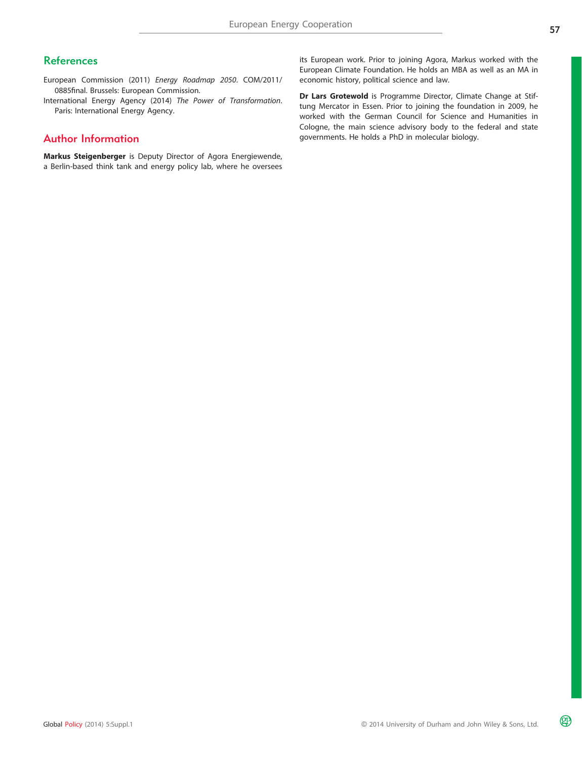## References

European Commission (2011) *Energy Roadmap 2050*. COM/2011/0885final. Brussels: European Commission.

International Energy Agency (2014) *The Power of Transformation*. Paris: International Energy Agency.

## Author Information

**Markus Steigenberger** is Deputy Director of Agora Energiewende, a Berlin-based think tank and energy policy lab, where he oversees its European work. Prior to joining Agora, Markus worked with the European Climate Foundation. He holds an MBA as well as an MA in economic history, political science and law.

**Dr Lars Grotewold** is Programme Director, Climate Change at Stiftung Mercator in Essen. Prior to joining the foundation in 2009, he worked with the German Council for Science and Humanities in Cologne, the main science advisory body to the federal and state governments. He holds a PhD in molecular biology.